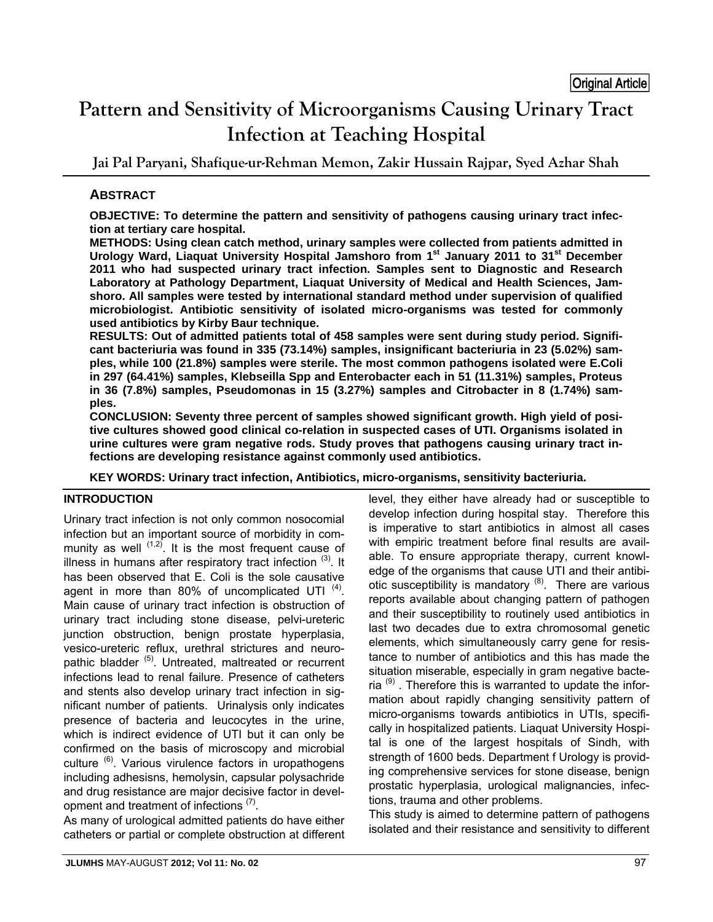Original Article

# Pattern and Sensitivity of Microorganisms Causing Urinary Tract Infection at Teaching Hospital

**Jai Pal Paryani, Shafique-ur-Rehman Memon, Zakir Hussain Rajpar, Syed Azhar Shah**

## ABSTRACT

**OBJECTIVE: To determine the pattern and sensitivity of pathogens causing urinary tract infection at tertiary care hospital.**

**METHODS: Using clean catch method, urinary samples were collected from patients admitted in Urology Ward, Liaquat University Hospital Jamshoro from 1st January 2011 to 31st December 2011 who had suspected urinary tract infection. Samples sent to Diagnostic and Research Laboratory at Pathology Department, Liaquat University of Medical and Health Sciences, Jamshoro. All samples were tested by international standard method under supervision of qualified microbiologist. Antibiotic sensitivity of isolated micro-organisms was tested for commonly used antibiotics by Kirby Baur technique.**

**RESULTS: Out of admitted patients total of 458 samples were sent during study period. Significant bacteriuria was found in 335 (73.14%) samples, insignificant bacteriuria in 23 (5.02%) samples, while 100 (21.8%) samples were sterile. The most common pathogens isolated were E.Coli in 297 (64.41%) samples, Klebseilla Spp and Enterobacter each in 51 (11.31%) samples, Proteus in 36 (7.8%) samples, Pseudomonas in 15 (3.27%) samples and Citrobacter in 8 (1.74%) samples.**

**CONCLUSION: Seventy three percent of samples showed significant growth. High yield of positive cultures showed good clinical co-relation in suspected cases of UTI. Organisms isolated in urine cultures were gram negative rods. Study proves that pathogens causing urinary tract infections are developing resistance against commonly used antibiotics.**

**KEY WORDS: Urinary tract infection, Antibiotics, micro-organisms, sensitivity bacteriuria.**

## INTRODUCTION

Urinary tract infection is not only common nosocomial infection but an important source of morbidity in community as well [1,2]. It is the most frequent cause of illness in humans after respiratory tract infection [3]. It has been observed that E. Coli is the sole causative agent in more than 80% of uncomplicated UTI [4]. Main cause of urinary tract infection is obstruction of urinary tract including stone disease, pelvi-ureteric junction obstruction, benign prostate hyperplasia, vesico-ureteric reflux, urethral strictures and neuropathic bladder [5]. Untreated, maltreated or recurrent infections lead to renal failure. Presence of catheters and stents also develop urinary tract infection in significant number of patients. Urinalysis only indicates presence of bacteria and leucocytes in the urine, which is indirect evidence of UTI but it can only be confirmed on the basis of microscopy and microbial culture [6]. Various virulence factors in uropathogens including adhesisns, hemolysin, capsular polysachride and drug resistance are major decisive factor in development and treatment of infections [7].

As many of urological admitted patients do have either catheters or partial or complete obstruction at different level, they either have already had or susceptible to develop infection during hospital stay. Therefore this is imperative to start antibiotics in almost all cases with empiric treatment before final results are available. To ensure appropriate therapy, current knowledge of the organisms that cause UTI and their antibiotic susceptibility is mandatory [8]. There are various reports available about changing pattern of pathogen and their susceptibility to routinely used antibiotics in last two decades due to extra chromosomal genetic elements, which simultaneously carry gene for resistance to number of antibiotics and this has made the situation miserable, especially in gram negative bacteria [9]. Therefore this is warranted to update the information about rapidly changing sensitivity pattern of micro-organisms towards antibiotics in UTIs, specifically in hospitalized patients. Liaquat University Hospital is one of the largest hospitals of Sindh, with strength of 1600 beds. Department f Urology is providing comprehensive services for stone disease, benign prostatic hyperplasia, urological malignancies, infections, trauma and other problems.

This study is aimed to determine pattern of pathogens isolated and their resistance and sensitivity to different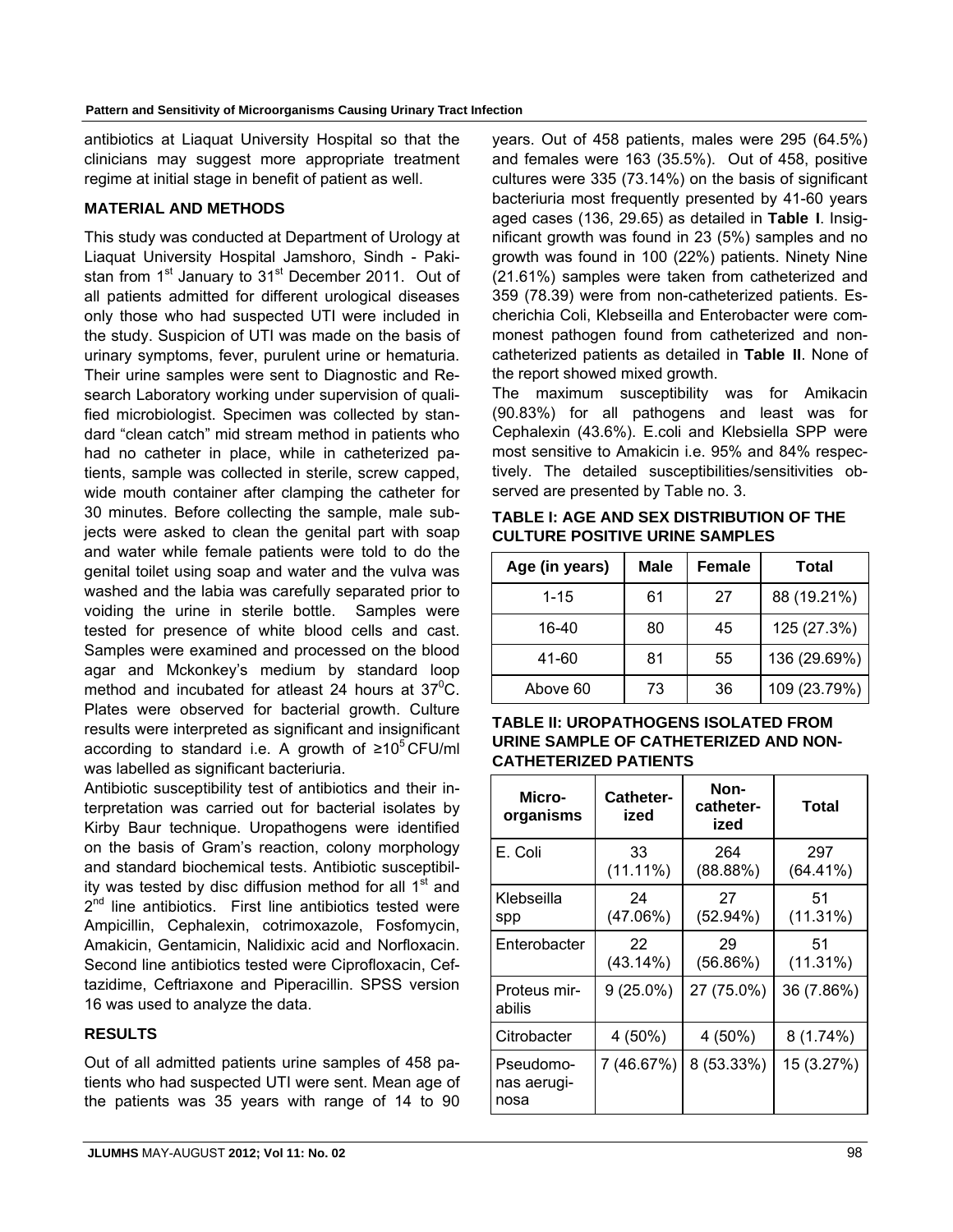antibiotics at Liaquat University Hospital so that the clinicians may suggest more appropriate treatment regime at initial stage in benefit of patient as well.

## MATERIAL AND METHODS

This study was conducted at Department of Urology at Liaquat University Hospital Jamshoro, Sindh - Pakistan from 1st January to 31st December 2011. Out of all patients admitted for different urological diseases only those who had suspected UTI were included in the study. Suspicion of UTI was made on the basis of urinary symptoms, fever, purulent urine or hematuria. Their urine samples were sent to Diagnostic and Research Laboratory working under supervision of qualified microbiologist. Specimen was collected by standard "clean catch" mid stream method in patients who had no catheter in place, while in catheterized patients, sample was collected in sterile, screw capped, wide mouth container after clamping the catheter for 30 minutes. Before collecting the sample, male subjects were asked to clean the genital part with soap and water while female patients were told to do the genital toilet using soap and water and the vulva was washed and the labia was carefully separated prior to voiding the urine in sterile bottle. Samples were tested for presence of white blood cells and cast. Samples were examined and processed on the blood agar and Mckonkey's medium by standard loop method and incubated for atleast 24 hours at $37^0$C. Plates were observed for bacterial growth. Culture results were interpreted as significant and insignificant according to standard i.e. A growth of $\geq 10^5$ CFU/ml was labelled as significant bacteriuria.

Antibiotic susceptibility test of antibiotics and their interpretation was carried out for bacterial isolates by Kirby Baur technique. Uropathogens were identified on the basis of Gram's reaction, colony morphology and standard biochemical tests. Antibiotic susceptibility was tested by disc diffusion method for all 1st and 2nd line antibiotics. First line antibiotics tested were Ampicillin, Cephalexin, cotrimoxazole, Fosfomycin, Amakicin, Gentamicin, Nalidixic acid and Norfloxacin. Second line antibiotics tested were Ciprofloxacin, Ceftazidime, Ceftriaxone and Piperacillin. SPSS version 16 was used to analyze the data.

## RESULTS

Out of all admitted patients urine samples of 458 patients who had suspected UTI were sent. Mean age of the patients was 35 years with range of 14 to 90 years. Out of 458 patients, males were 295 (64.5%) and females were 163 (35.5%). Out of 458, positive cultures were 335 (73.14%) on the basis of significant bacteriuria most frequently presented by 41-60 years aged cases (136, 29.65) as detailed in **Table I**. Insignificant growth was found in 23 (5%) samples and no growth was found in 100 (22%) patients. Ninety Nine (21.61%) samples were taken from catheterized and 359 (78.39) were from non-catheterized patients. Escherichia Coli, Klebseilla and Enterobacter were commonest pathogen found from catheterized and non-catheterized patients as detailed in **Table II**. None of the report showed mixed growth.

The maximum susceptibility was for Amikacin (90.83%) for all pathogens and least was for Cephalexin (43.6%). E.coli and Klebsiella SPP were most sensitive to Amakicin i.e. 95% and 84% respectively. The detailed susceptibilities/sensitivities observed are presented by Table no. 3.

**TABLE I: AGE AND SEX DISTRIBUTION OF THE CULTURE POSITIVE URINE SAMPLES**

| Age (in years) | Male | Female | Total |
|---|---|---|---|
| 1-15 | 61 | 27 | 88 (19.21%) |
| 16-40 | 80 | 45 | 125 (27.3%) |
| 41-60 | 81 | 55 | 136 (29.69%) |
| Above 60 | 73 | 36 | 109 (23.79%) |

**TABLE II: UROPATHOGENS ISOLATED FROM URINE SAMPLE OF CATHETERIZED AND NON-CATHETERIZED PATIENTS**

| Micro-organisms | Catheterized | Non-catheterized | Total |
|---|---|---|---|
| E. Coli | 33 (11.11%) | 264 (88.88%) | 297 (64.41%) |
| Klebseilla spp | 24 (47.06%) | 27 (52.94%) | 51 (11.31%) |
| Enterobacter | 22 (43.14%) | 29 (56.86%) | 51 (11.31%) |
| Proteus mirabilis | 9 (25.0%) | 27 (75.0%) | 36 (7.86%) |
| Citrobacter | 4 (50%) | 4 (50%) | 8 (1.74%) |
| Pseudomonas aeruginosa | 7 (46.67%) | 8 (53.33%) | 15 (3.27%) |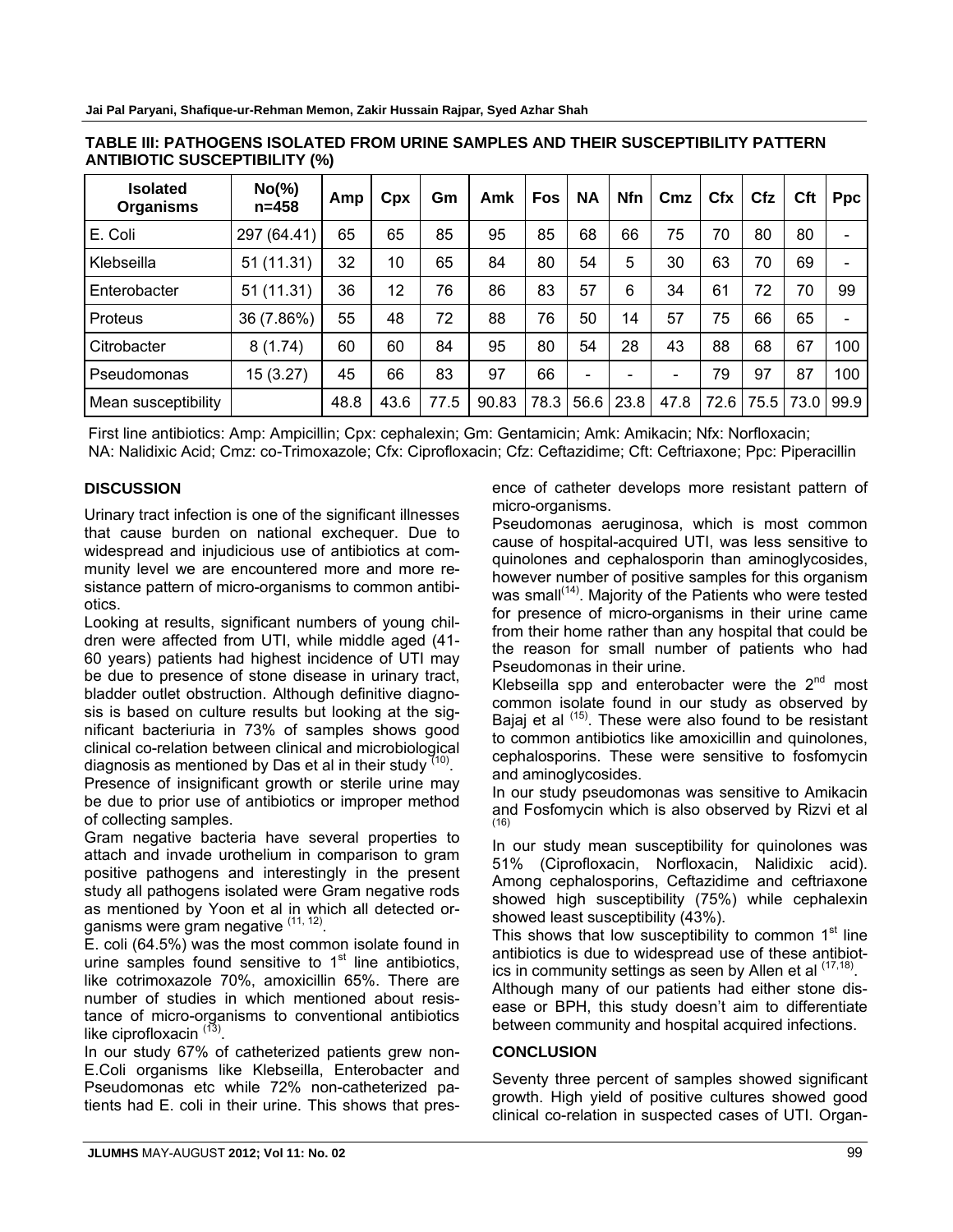**TABLE III: PATHOGENS ISOLATED FROM URINE SAMPLES AND THEIR SUSCEPTIBILITY PATTERN ANTIBIOTIC SUSCEPTIBILITY (%)**

| Isolated Organisms | No(%) n=458 | Amp | Cpx | Gm | Amk | Fos | NA | Nfn | Cmz | Cfx | Cfz | Cft | Ppc |
|---|---|---|---|---|---|---|---|---|---|---|---|---|---|
| E. Coli | 297 (64.41) | 65 | 65 | 85 | 95 | 85 | 68 | 66 | 75 | 70 | 80 | 80 | - |
| Klebseilla | 51 (11.31) | 32 | 10 | 65 | 84 | 80 | 54 | 5 | 30 | 63 | 70 | 69 | - |
| Enterobacter | 51 (11.31) | 36 | 12 | 76 | 86 | 83 | 57 | 6 | 34 | 61 | 72 | 70 | 99 |
| Proteus | 36 (7.86%) | 55 | 48 | 72 | 88 | 76 | 50 | 14 | 57 | 75 | 66 | 65 | - |
| Citrobacter | 8 (1.74) | 60 | 60 | 84 | 95 | 80 | 54 | 28 | 43 | 88 | 68 | 67 | 100 |
| Pseudomonas | 15 (3.27) | 45 | 66 | 83 | 97 | 66 | - | - | - | 79 | 97 | 87 | 100 |
| Mean susceptibility | | 48.8 | 43.6 | 77.5 | 90.83 | 78.3 | 56.6 | 23.8 | 47.8 | 72.6 | 75.5 | 73.0 | 99.9 |

First line antibiotics: Amp: Ampicillin; Cpx: cephalexin; Gm: Gentamicin; Amk: Amikacin; Nfx: Norfloxacin; NA: Nalidixic Acid; Cmz: co-Trimoxazole; Cfx: Ciprofloxacin; Cfz: Ceftazidime; Cft: Ceftriaxone; Ppc: Piperacillin

## DISCUSSION

Urinary tract infection is one of the significant illnesses that cause burden on national exchequer. Due to widespread and injudicious use of antibiotics at community level we are encountered more and more resistance pattern of micro-organisms to common antibiotics.

Looking at results, significant numbers of young children were affected from UTI, while middle aged (41-60 years) patients had highest incidence of UTI may be due to presence of stone disease in urinary tract, bladder outlet obstruction. Although definitive diagnosis is based on culture results but looking at the significant bacteriuria in 73% of samples shows good clinical co-relation between clinical and microbiological diagnosis as mentioned by Das et al in their study [10].

Presence of insignificant growth or sterile urine may be due to prior use of antibiotics or improper method of collecting samples.

Gram negative bacteria have several properties to attach and invade urothelium in comparison to gram positive pathogens and interestingly in the present study all pathogens isolated were Gram negative rods as mentioned by Yoon et al in which all detected organisms were gram negative [11, 12].

E. coli (64.5%) was the most common isolate found in urine samples found sensitive to 1st line antibiotics, like cotrimoxazole 70%, amoxicillin 65%. There are number of studies in which mentioned about resistance of micro-organisms to conventional antibiotics like ciprofloxacin [13].

In our study 67% of catheterized patients grew non-E.Coli organisms like Klebseilla, Enterobacter and Pseudomonas etc while 72% non-catheterized patients had E. coli in their urine. This shows that presence of catheter develops more resistant pattern of micro-organisms.

Pseudomonas aeruginosa, which is most common cause of hospital-acquired UTI, was less sensitive to quinolones and cephalosporin than aminoglycosides, however number of positive samples for this organism was small[14]. Majority of the Patients who were tested for presence of micro-organisms in their urine came from their home rather than any hospital that could be the reason for small number of patients who had Pseudomonas in their urine.

Klebseilla spp and enterobacter were the 2nd most common isolate found in our study as observed by Bajaj et al [15]. These were also found to be resistant to common antibiotics like amoxicillin and quinolones, cephalosporins. These were sensitive to fosfomycin and aminoglycosides.

In our study pseudomonas was sensitive to Amikacin and Fosfomycin which is also observed by Rizvi et al [16]

In our study mean susceptibility for quinolones was 51% (Ciprofloxacin, Norfloxacin, Nalidixic acid). Among cephalosporins, Ceftazidime and ceftriaxone showed high susceptibility (75%) while cephalexin showed least susceptibility (43%).

This shows that low susceptibility to common 1st line antibiotics is due to widespread use of these antibiotics in community settings as seen by Allen et al [17,18].

Although many of our patients had either stone disease or BPH, this study doesn't aim to differentiate between community and hospital acquired infections.

## CONCLUSION

Seventy three percent of samples showed significant growth. High yield of positive cultures showed good clinical co-relation in suspected cases of UTI. Organ-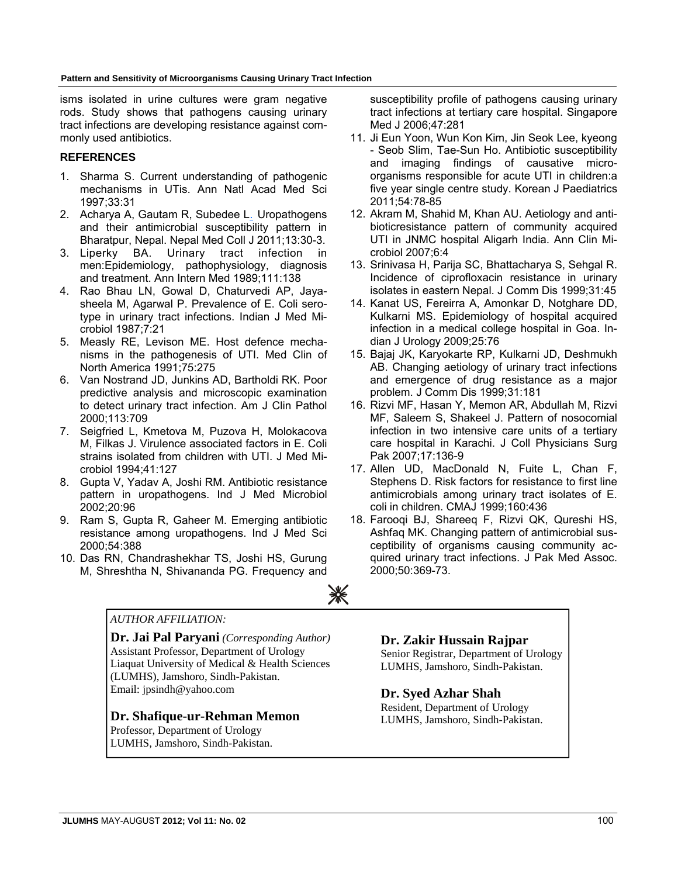isms isolated in urine cultures were gram negative rods. Study shows that pathogens causing urinary tract infections are developing resistance against commonly used antibiotics.

## REFERENCES

1. Sharma S. Current understanding of pathogenic mechanisms in UTis. Ann Natl Acad Med Sci 1997;33:31
2. Acharya A, Gautam R, Subedee L. Uropathogens and their antimicrobial susceptibility pattern in Bharatpur, Nepal. Nepal Med Coll J 2011;13:30-3.
3. Liperky BA. Urinary tract infection in men:Epidemiology, pathophysiology, diagnosis and treatment. Ann Intern Med 1989;111:138
4. Rao Bhau LN, Gowal D, Chaturvedi AP, Jayasheela M, Agarwal P. Prevalence of E. Coli serotype in urinary tract infections. Indian J Med Microbiol 1987;7:21
5. Measly RE, Levison ME. Host defence mechanisms in the pathogenesis of UTI. Med Clin of North America 1991;75:275
6. Van Nostrand JD, Junkins AD, Bartholdi RK. Poor predictive analysis and microscopic examination to detect urinary tract infection. Am J Clin Pathol 2000;113:709
7. Seigfried L, Kmetova M, Puzova H, Molokacova M, Filkas J. Virulence associated factors in E. Coli strains isolated from children with UTI. J Med Microbiol 1994;41:127
8. Gupta V, Yadav A, Joshi RM. Antibiotic resistance pattern in uropathogens. Ind J Med Microbiol 2002;20:96
9. Ram S, Gupta R, Gaheer M. Emerging antibiotic resistance among uropathogens. Ind J Med Sci 2000;54:388
10. Das RN, Chandrashekhar TS, Joshi HS, Gurung M, Shreshtha N, Shivananda PG. Frequency and susceptibility profile of pathogens causing urinary tract infections at tertiary care hospital. Singapore Med J 2006;47:281
11. Ji Eun Yoon, Wun Kon Kim, Jin Seok Lee, kyeong - Seob Slim, Tae-Sun Ho. Antibiotic susceptibility and imaging findings of causative micro-organisms responsible for acute UTI in children:a five year single centre study. Korean J Paediatrics 2011;54:78-85
12. Akram M, Shahid M, Khan AU. Aetiology and antibioticresistance pattern of community acquired UTI in JNMC hospital Aligarh India. Ann Clin Microbiol 2007;6:4
13. Srinivasa H, Parija SC, Bhattacharya S, Sehgal R. Incidence of ciprofloxacin resistance in urinary isolates in eastern Nepal. J Comm Dis 1999;31:45
14. Kanat US, Fereirra A, Amonkar D, Notghare DD, Kulkarni MS. Epidemiology of hospital acquired infection in a medical college hospital in Goa. Indian J Urology 2009;25:76
15. Bajaj JK, Karyokarte RP, Kulkarni JD, Deshmukh AB. Changing aetiology of urinary tract infections and emergence of drug resistance as a major problem. J Comm Dis 1999;31:181
16. Rizvi MF, Hasan Y, Memon AR, Abdullah M, Rizvi MF, Saleem S, Shakeel J. Pattern of nosocomial infection in two intensive care units of a tertiary care hospital in Karachi. J Coll Physicians Surg Pak 2007;17:136-9
17. Allen UD, MacDonald N, Fuite L, Chan F, Stephens D. Risk factors for resistance to first line antimicrobials among urinary tract isolates of E. coli in children. CMAJ 1999;160:436
18. Farooqi BJ, Shareeq F, Rizvi QK, Qureshi HS, Ashfaq MK. Changing pattern of antimicrobial susceptibility of organisms causing community acquired urinary tract infections. J Pak Med Assoc. 2000;50:369-73.

*AUTHOR AFFILIATION:*

**Dr. Jai Pal Paryani** *(Corresponding Author)*
Assistant Professor, Department of Urology
Liaquat University of Medical & Health Sciences (LUMHS), Jamshoro, Sindh-Pakistan.
Email: jpsindh@yahoo.com

**Dr. Shafique-ur-Rehman Memon**
Professor, Department of Urology
LUMHS, Jamshoro, Sindh-Pakistan.

**Dr. Zakir Hussain Rajpar**
Senior Registrar, Department of Urology
LUMHS, Jamshoro, Sindh-Pakistan.

**Dr. Syed Azhar Shah**
Resident, Department of Urology
LUMHS, Jamshoro, Sindh-Pakistan.